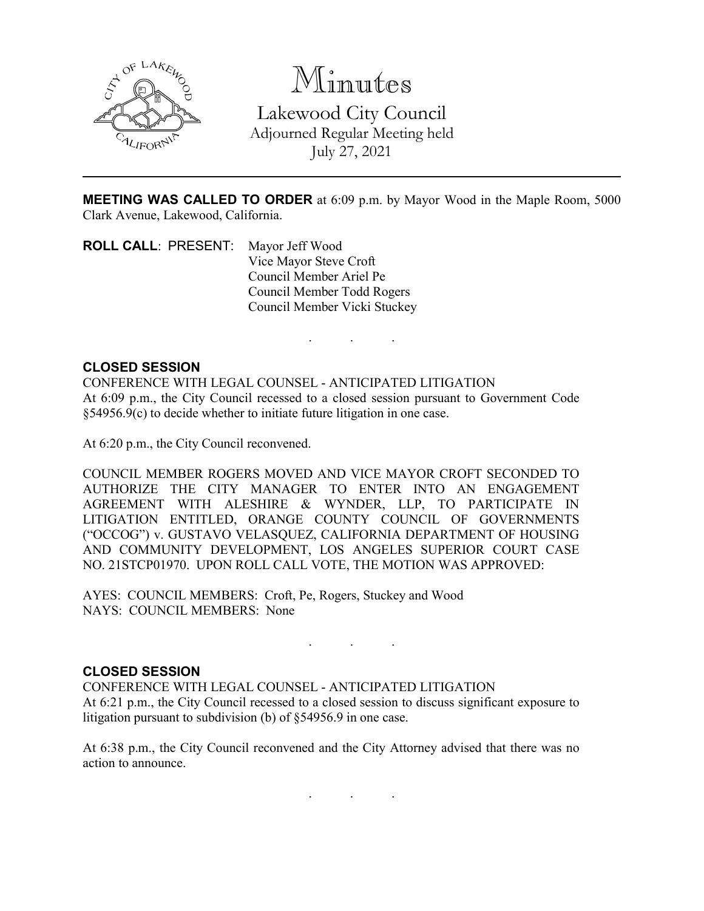# Minutes

## Lakewood City Council

Adjourned Regular Meeting held
July 27, 2021

---

**MEETING WAS CALLED TO ORDER** at 6:09 p.m. by Mayor Wood in the Maple Room, 5000 Clark Avenue, Lakewood, California.

**ROLL CALL**: PRESENT: Mayor Jeff Wood
Vice Mayor Steve Croft
Council Member Ariel Pe
Council Member Todd Rogers
Council Member Vicki Stuckey

. . .

**CLOSED SESSION**

CONFERENCE WITH LEGAL COUNSEL - ANTICIPATED LITIGATION
At 6:09 p.m., the City Council recessed to a closed session pursuant to Government Code §54956.9(c) to decide whether to initiate future litigation in one case.

At 6:20 p.m., the City Council reconvened.

COUNCIL MEMBER ROGERS MOVED AND VICE MAYOR CROFT SECONDED TO AUTHORIZE THE CITY MANAGER TO ENTER INTO AN ENGAGEMENT AGREEMENT WITH ALESHIRE & WYNDER, LLP, TO PARTICIPATE IN LITIGATION ENTITLED, ORANGE COUNTY COUNCIL OF GOVERNMENTS ("OCCOG") v. GUSTAVO VELASQUEZ, CALIFORNIA DEPARTMENT OF HOUSING AND COMMUNITY DEVELOPMENT, LOS ANGELES SUPERIOR COURT CASE NO. 21STCP01970. UPON ROLL CALL VOTE, THE MOTION WAS APPROVED:

AYES: COUNCIL MEMBERS: Croft, Pe, Rogers, Stuckey and Wood
NAYS: COUNCIL MEMBERS: None

. . .

**CLOSED SESSION**

CONFERENCE WITH LEGAL COUNSEL - ANTICIPATED LITIGATION
At 6:21 p.m., the City Council recessed to a closed session to discuss significant exposure to litigation pursuant to subdivision (b) of §54956.9 in one case.

At 6:38 p.m., the City Council reconvened and the City Attorney advised that there was no action to announce.

. . .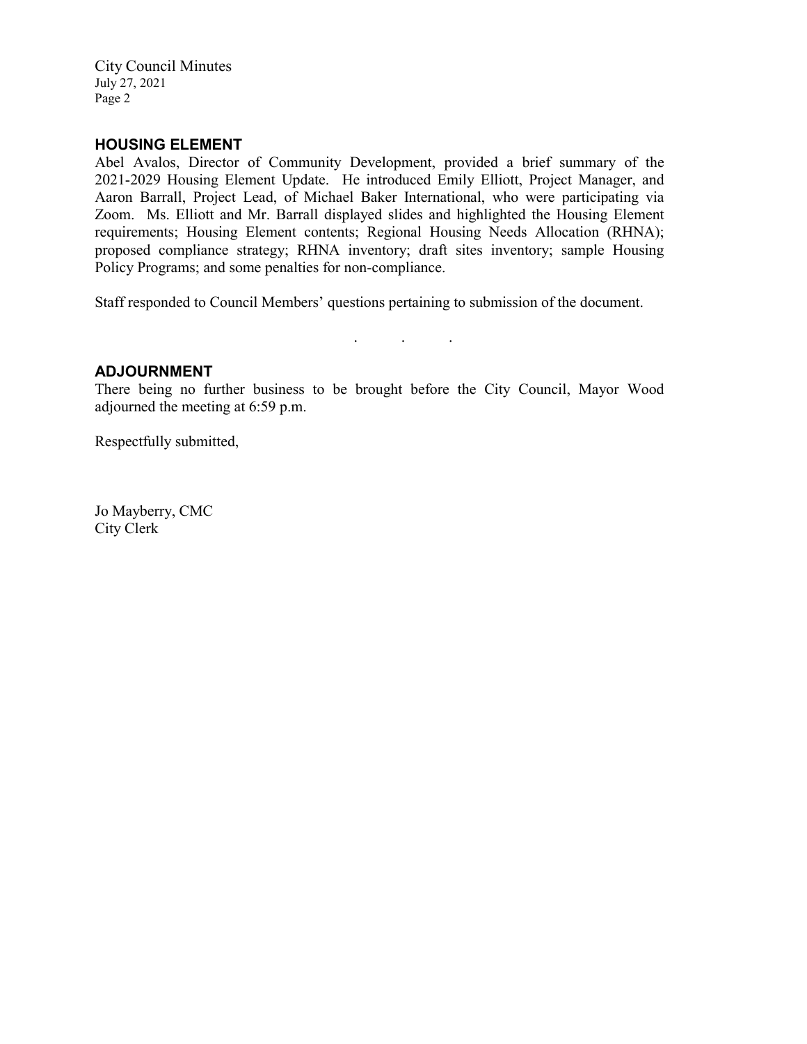## HOUSING ELEMENT

Abel Avalos, Director of Community Development, provided a brief summary of the 2021-2029 Housing Element Update. He introduced Emily Elliott, Project Manager, and Aaron Barrall, Project Lead, of Michael Baker International, who were participating via Zoom. Ms. Elliott and Mr. Barrall displayed slides and highlighted the Housing Element requirements; Housing Element contents; Regional Housing Needs Allocation (RHNA); proposed compliance strategy; RHNA inventory; draft sites inventory; sample Housing Policy Programs; and some penalties for non-compliance.

Staff responded to Council Members' questions pertaining to submission of the document.

. . .

## ADJOURNMENT

There being no further business to be brought before the City Council, Mayor Wood adjourned the meeting at 6:59 p.m.

Respectfully submitted,

Jo Mayberry, CMC
City Clerk